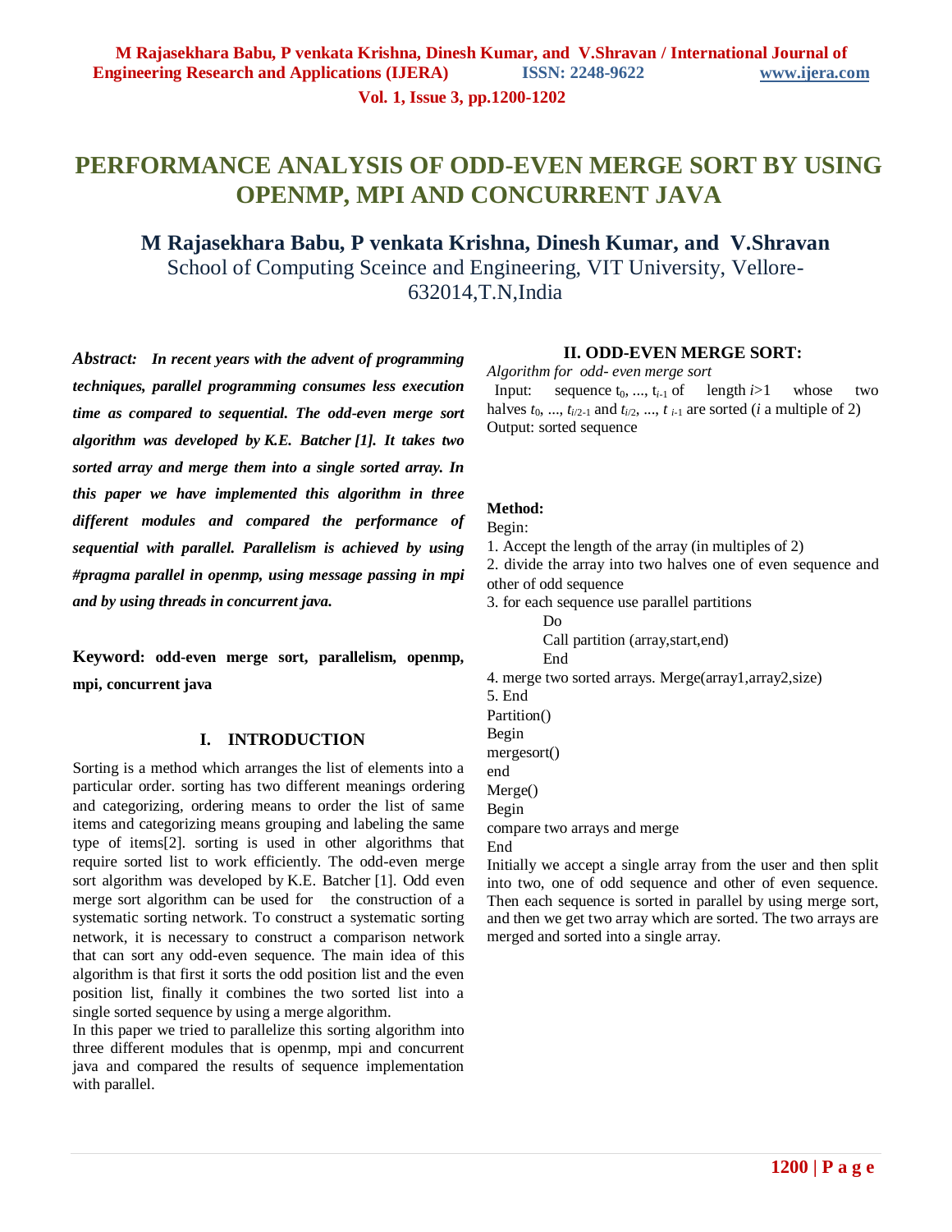# PERFORMANCE ANALYSIS OF ODD-EVEN MERGE SORT BY USING OPENMP, MPI AND CONCURRENT JAVA

**M Rajasekhara Babu, P venkata Krishna, Dinesh Kumar, and V.Shravan**

School of Computing Sceince and Engineering, VIT University, Vellore-632014,T.N,India

***Abstract:*** ***In recent years with the advent of programming techniques, parallel programming consumes less execution time as compared to sequential. The odd-even merge sort algorithm was developed by K.E. Batcher [1]. It takes two sorted array and merge them into a single sorted array. In this paper we have implemented this algorithm in three different modules and compared the performance of sequential with parallel. Parallelism is achieved by using #pragma parallel in openmp, using message passing in mpi and by using threads in concurrent java.***

**Keyword: odd-even merge sort, parallelism, openmp, mpi, concurrent java**

## I. INTRODUCTION

Sorting is a method which arranges the list of elements into a particular order. sorting has two different meanings ordering and categorizing, ordering means to order the list of same items and categorizing means grouping and labeling the same type of items[2]. sorting is used in other algorithms that require sorted list to work efficiently. The odd-even merge sort algorithm was developed by K.E. Batcher [1]. Odd even merge sort algorithm can be used for the construction of a systematic sorting network. To construct a systematic sorting network, it is necessary to construct a comparison network that can sort any odd-even sequence. The main idea of this algorithm is that first it sorts the odd position list and the even position list, finally it combines the two sorted list into a single sorted sequence by using a merge algorithm.

In this paper we tried to parallelize this sorting algorithm into three different modules that is openmp, mpi and concurrent java and compared the results of sequence implementation with parallel.

## II. ODD-EVEN MERGE SORT:

*Algorithm for odd- even merge sort*

Input: sequence $t_0, ..., t_{i-1}$ of length $i>1$ whose two halves $t_0, ..., t_{i/2-1}$ and $t_{i/2}, ..., t_{i-1}$ are sorted ($i$ a multiple of 2)

Output: sorted sequence

**Method:**

Begin:

1. Accept the length of the array (in multiples of 2)
2. divide the array into two halves one of even sequence and other of odd sequence
3. for each sequence use parallel partitions

   Do

   Call partition (array,start,end)

   End
4. merge two sorted arrays. Merge(array1,array2,size)
5. End

Partition()

Begin

mergesort()

end

Merge()

Begin

compare two arrays and merge

End

Initially we accept a single array from the user and then split into two, one of odd sequence and other of even sequence. Then each sequence is sorted in parallel by using merge sort, and then we get two array which are sorted. The two arrays are merged and sorted into a single array.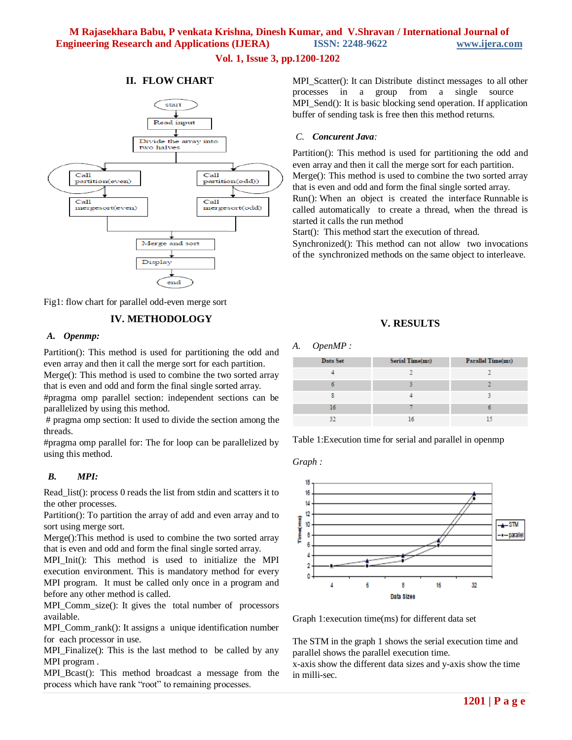## II. FLOW CHART

Fig1: flow chart for parallel odd-even merge sort

## IV. METHODOLOGY

### A. *Openmp:*

Partition(): This method is used for partitioning the odd and even array and then it call the merge sort for each partition.
Merge(): This method is used to combine the two sorted array that is even and odd and form the final single sorted array.
#pragma omp parallel section: independent sections can be parallelized by using this method.
# pragma omp section: It used to divide the section among the threads.
#pragma omp parallel for: The for loop can be parallelized by using this method.

### B. *MPI:*

Read_list(): process 0 reads the list from stdin and scatters it to the other processes.
Partition(): To partition the array of add and even array and to sort using merge sort.
Merge():This method is used to combine the two sorted array that is even and odd and form the final single sorted array.
MPI_Init(): This method is used to initialize the MPI execution environment. This is mandatory method for every MPI program. It must be called only once in a program and before any other method is called.
MPI_Comm_size(): It gives the total number of processors available.
MPI_Comm_rank(): It assigns a unique identification number for each processor in use.
MPI_Finalize(): This is the last method to be called by any MPI program .
MPI_Bcast(): This method broadcast a message from the process which have rank "root" to remaining processes.
MPI_Scatter(): It can Distribute distinct messages to all other processes in a group from a single source
MPI_Send(): It is basic blocking send operation. If application buffer of sending task is free then this method returns.

### C. *Concurent Java:*

Partition(): This method is used for partitioning the odd and even array and then it call the merge sort for each partition.
Merge(): This method is used to combine the two sorted array that is even and odd and form the final single sorted array.
Run(): When an object is created the interface Runnable is called automatically to create a thread, when the thread is started it calls the run method
Start(): This method start the execution of thread.
Synchronized(): This method can not allow two invocations of the synchronized methods on the same object to interleave.

## V. RESULTS

### A. *OpenMP :*

| Data Set | Serial Time(ms) | Parallel Time(ms) |
|---|---|---|
| 4 | 2 | 2 |
| 6 | 3 | 2 |
| 8 | 4 | 3 |
| 16 | 7 | 6 |
| 32 | 16 | 15 |

Table 1:Execution time for serial and parallel in openmp

*Graph :*

Graph 1:execution time(ms) for different data set

The STM in the graph 1 shows the serial execution time and parallel shows the parallel execution time.
x-axis show the different data sizes and y-axis show the time in milli-sec.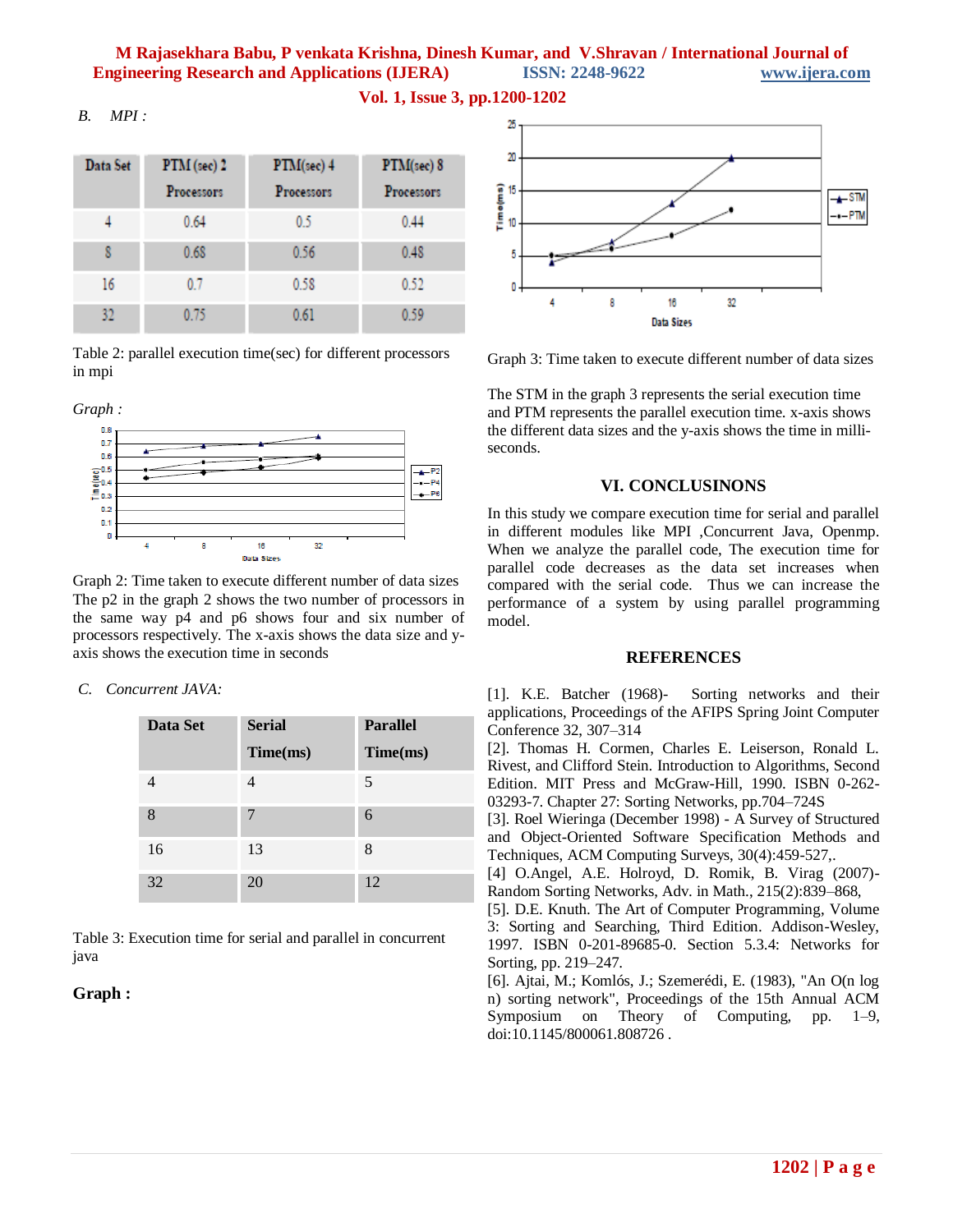*B. MPI :*

| Data Set | PTM (sec) 2 Processors | PTM(sec) 4 Processors | PTM(sec) 8 Processors |
|---|---|---|---|
| 4 | 0.64 | 0.5 | 0.44 |
| 8 | 0.68 | 0.56 | 0.48 |
| 16 | 0.7 | 0.58 | 0.52 |
| 32 | 0.75 | 0.61 | 0.59 |

Table 2: parallel execution time(sec) for different processors in mpi

*Graph :*

0.8
0.7
0.6
0.5
0.4
0.3
0.2
0.1
0
Time(sec)
4
8
16
32
Data Sizes
P2
P4
P6

Graph 2: Time taken to execute different number of data sizes The p2 in the graph 2 shows the two number of processors in the same way p4 and p6 shows four and six number of processors respectively. The x-axis shows the data size and y-axis shows the execution time in seconds

*C. Concurrent JAVA:*

| Data Set | Serial Time(ms) | Parallel Time(ms) |
|---|---|---|
| 4 | 4 | 5 |
| 8 | 7 | 6 |
| 16 | 13 | 8 |
| 32 | 20 | 12 |

Table 3: Execution time for serial and parallel in concurrent java

**Graph :**

25
20
15
10
5
0
Time(ms)
4
8
16
32
Data Sizes
STM
PTM

Graph 3: Time taken to execute different number of data sizes

The STM in the graph 3 represents the serial execution time and PTM represents the parallel execution time. x-axis shows the different data sizes and the y-axis shows the time in milli-seconds.

## VI. CONCLUSINONS

In this study we compare execution time for serial and parallel in different modules like MPI ,Concurrent Java, Openmp. When we analyze the parallel code, The execution time for parallel code decreases as the data set increases when compared with the serial code. Thus we can increase the performance of a system by using parallel programming model.

## REFERENCES

[1]. K.E. Batcher (1968)- Sorting networks and their applications, Proceedings of the AFIPS Spring Joint Computer Conference 32, 307–314

[2]. Thomas H. Cormen, Charles E. Leiserson, Ronald L. Rivest, and Clifford Stein. Introduction to Algorithms, Second Edition. MIT Press and McGraw-Hill, 1990. ISBN 0-262-03293-7. Chapter 27: Sorting Networks, pp.704–724S

[3]. Roel Wieringa (December 1998) - A Survey of Structured and Object-Oriented Software Specification Methods and Techniques, ACM Computing Surveys, 30(4):459-527,.

[4] O.Angel, A.E. Holroyd, D. Romik, B. Virag (2007)- Random Sorting Networks, Adv. in Math., 215(2):839–868,

[5]. D.E. Knuth. The Art of Computer Programming, Volume 3: Sorting and Searching, Third Edition. Addison-Wesley, 1997. ISBN 0-201-89685-0. Section 5.3.4: Networks for Sorting, pp. 219–247.

[6]. Ajtai, M.; Komlós, J.; Szemerédi, E. (1983), "An O(n log n) sorting network", Proceedings of the 15th Annual ACM Symposium on Theory of Computing, pp. 1–9, doi:10.1145/800061.808726 .